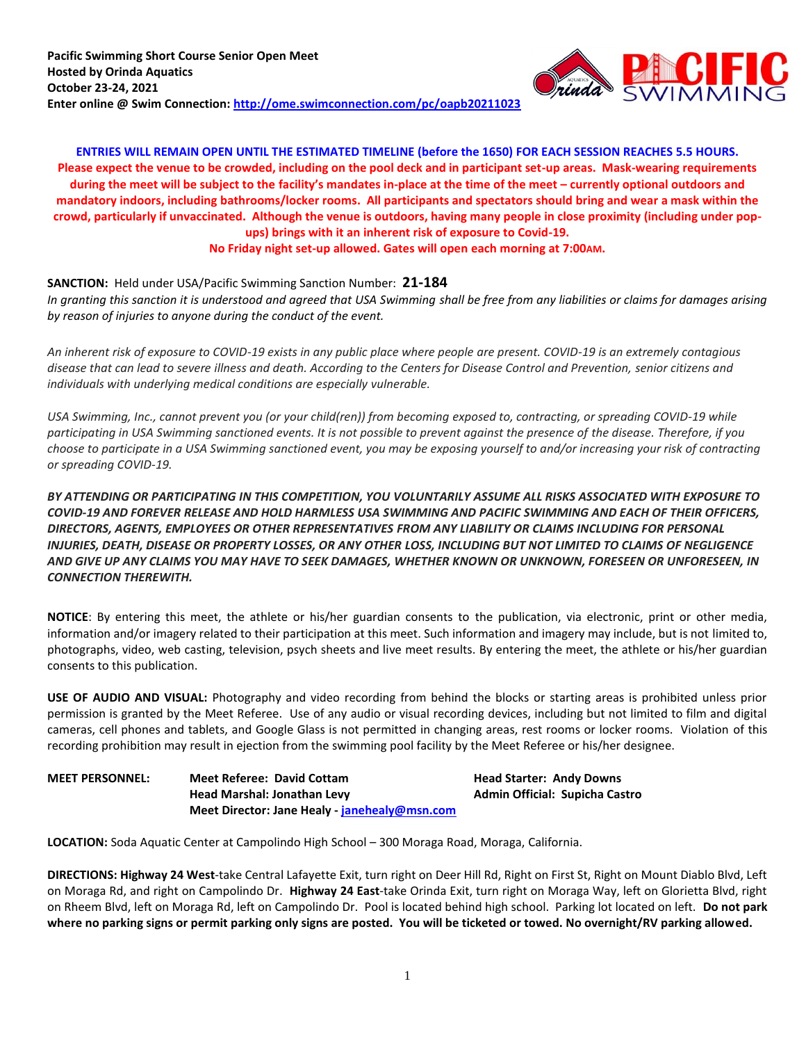**Pacific Swimming Short Course Senior Open Meet**
**Hosted by Orinda Aquatics**
**October 23-24, 2021**
**Enter online @ Swim Connection: [http://ome.swimconnection.com/pc/oapb20211023](http://ome.swimconnection.com/pc/oapb20211023)**

**ENTRIES WILL REMAIN OPEN UNTIL THE ESTIMATED TIMELINE (before the 1650) FOR EACH SESSION REACHES 5.5 HOURS.**
**Please expect the venue to be crowded, including on the pool deck and in participant set-up areas. Mask-wearing requirements during the meet will be subject to the facility's mandates in-place at the time of the meet – currently optional outdoors and mandatory indoors, including bathrooms/locker rooms. All participants and spectators should bring and wear a mask within the crowd, particularly if unvaccinated. Although the venue is outdoors, having many people in close proximity (including under pop-ups) brings with it an inherent risk of exposure to Covid-19.**
**No Friday night set-up allowed. Gates will open each morning at 7:00AM.**

**SANCTION:** Held under USA/Pacific Swimming Sanction Number: **21-184**
*In granting this sanction it is understood and agreed that USA Swimming shall be free from any liabilities or claims for damages arising by reason of injuries to anyone during the conduct of the event.*

*An inherent risk of exposure to COVID-19 exists in any public place where people are present. COVID-19 is an extremely contagious disease that can lead to severe illness and death. According to the Centers for Disease Control and Prevention, senior citizens and individuals with underlying medical conditions are especially vulnerable.*

*USA Swimming, Inc., cannot prevent you (or your child(ren)) from becoming exposed to, contracting, or spreading COVID-19 while participating in USA Swimming sanctioned events. It is not possible to prevent against the presence of the disease. Therefore, if you choose to participate in a USA Swimming sanctioned event, you may be exposing yourself to and/or increasing your risk of contracting or spreading COVID-19.*

***BY ATTENDING OR PARTICIPATING IN THIS COMPETITION, YOU VOLUNTARILY ASSUME ALL RISKS ASSOCIATED WITH EXPOSURE TO COVID-19 AND FOREVER RELEASE AND HOLD HARMLESS USA SWIMMING AND PACIFIC SWIMMING AND EACH OF THEIR OFFICERS, DIRECTORS, AGENTS, EMPLOYEES OR OTHER REPRESENTATIVES FROM ANY LIABILITY OR CLAIMS INCLUDING FOR PERSONAL INJURIES, DEATH, DISEASE OR PROPERTY LOSSES, OR ANY OTHER LOSS, INCLUDING BUT NOT LIMITED TO CLAIMS OF NEGLIGENCE AND GIVE UP ANY CLAIMS YOU MAY HAVE TO SEEK DAMAGES, WHETHER KNOWN OR UNKNOWN, FORESEEN OR UNFORESEEN, IN CONNECTION THEREWITH.***

**NOTICE**: By entering this meet, the athlete or his/her guardian consents to the publication, via electronic, print or other media, information and/or imagery related to their participation at this meet. Such information and imagery may include, but is not limited to, photographs, video, web casting, television, psych sheets and live meet results. By entering the meet, the athlete or his/her guardian consents to this publication.

**USE OF AUDIO AND VISUAL:** Photography and video recording from behind the blocks or starting areas is prohibited unless prior permission is granted by the Meet Referee. Use of any audio or visual recording devices, including but not limited to film and digital cameras, cell phones and tablets, and Google Glass is not permitted in changing areas, rest rooms or locker rooms. Violation of this recording prohibition may result in ejection from the swimming pool facility by the Meet Referee or his/her designee.

**MEET PERSONNEL:**
**Meet Referee: David Cottam**
**Head Starter: Andy Downs**
**Head Marshal: Jonathan Levy**
**Admin Official: Supicha Castro**
**Meet Director: Jane Healy - [janehealy@msn.com](mailto:janehealy@msn.com)**

**LOCATION:** Soda Aquatic Center at Campolindo High School – 300 Moraga Road, Moraga, California.

**DIRECTIONS: Highway 24 West**-take Central Lafayette Exit, turn right on Deer Hill Rd, Right on First St, Right on Mount Diablo Blvd, Left on Moraga Rd, and right on Campolindo Dr. **Highway 24 East**-take Orinda Exit, turn right on Moraga Way, left on Glorietta Blvd, right on Rheem Blvd, left on Moraga Rd, left on Campolindo Dr. Pool is located behind high school. Parking lot located on left. **Do not park where no parking signs or permit parking only signs are posted. You will be ticketed or towed. No overnight/RV parking allowed.**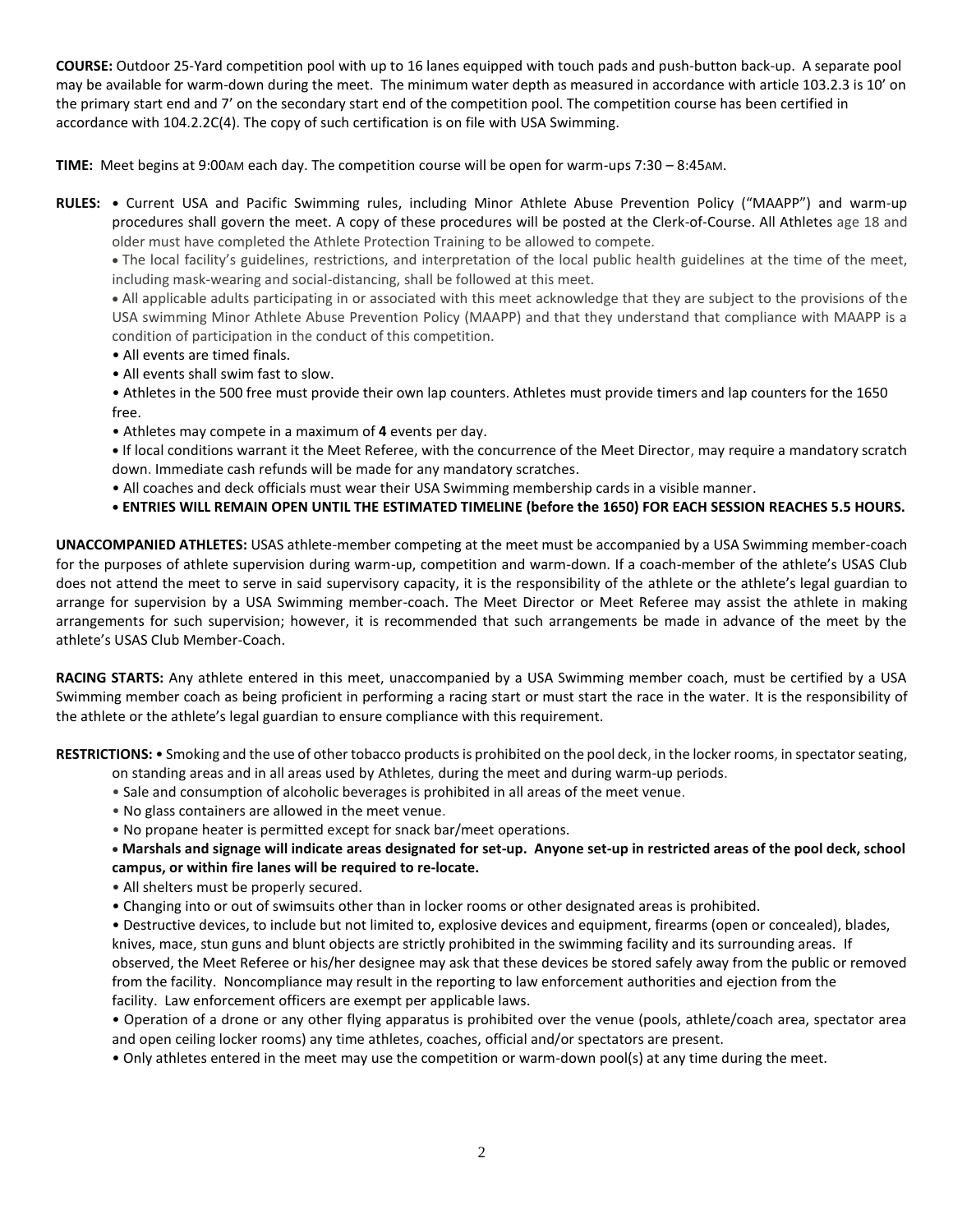**COURSE:** Outdoor 25-Yard competition pool with up to 16 lanes equipped with touch pads and push-button back-up. A separate pool may be available for warm-down during the meet. The minimum water depth as measured in accordance with article 103.2.3 is 10' on the primary start end and 7' on the secondary start end of the competition pool. The competition course has been certified in accordance with 104.2.2C(4). The copy of such certification is on file with USA Swimming.

**TIME:** Meet begins at 9:00AM each day. The competition course will be open for warm-ups 7:30 – 8:45AM.

**RULES:**
- Current USA and Pacific Swimming rules, including Minor Athlete Abuse Prevention Policy ("MAAPP") and warm-up procedures shall govern the meet. A copy of these procedures will be posted at the Clerk-of-Course. All Athletes age 18 and older must have completed the Athlete Protection Training to be allowed to compete.
- The local facility's guidelines, restrictions, and interpretation of the local public health guidelines at the time of the meet, including mask-wearing and social-distancing, shall be followed at this meet.
- All applicable adults participating in or associated with this meet acknowledge that they are subject to the provisions of the USA swimming Minor Athlete Abuse Prevention Policy (MAAPP) and that they understand that compliance with MAAPP is a condition of participation in the conduct of this competition.
- All events are timed finals.
- All events shall swim fast to slow.
- Athletes in the 500 free must provide their own lap counters. Athletes must provide timers and lap counters for the 1650 free.
- Athletes may compete in a maximum of **4** events per day.
- If local conditions warrant it the Meet Referee, with the concurrence of the Meet Director, may require a mandatory scratch down. Immediate cash refunds will be made for any mandatory scratches.
- All coaches and deck officials must wear their USA Swimming membership cards in a visible manner.
- **ENTRIES WILL REMAIN OPEN UNTIL THE ESTIMATED TIMELINE (before the 1650) FOR EACH SESSION REACHES 5.5 HOURS.**

**UNACCOMPANIED ATHLETES:** USAS athlete-member competing at the meet must be accompanied by a USA Swimming member-coach for the purposes of athlete supervision during warm-up, competition and warm-down. If a coach-member of the athlete's USAS Club does not attend the meet to serve in said supervisory capacity, it is the responsibility of the athlete or the athlete's legal guardian to arrange for supervision by a USA Swimming member-coach. The Meet Director or Meet Referee may assist the athlete in making arrangements for such supervision; however, it is recommended that such arrangements be made in advance of the meet by the athlete's USAS Club Member-Coach.

**RACING STARTS:** Any athlete entered in this meet, unaccompanied by a USA Swimming member coach, must be certified by a USA Swimming member coach as being proficient in performing a racing start or must start the race in the water. It is the responsibility of the athlete or the athlete's legal guardian to ensure compliance with this requirement.

**RESTRICTIONS:**
- Smoking and the use of other tobacco products is prohibited on the pool deck, in the locker rooms, in spectator seating, on standing areas and in all areas used by Athletes, during the meet and during warm-up periods.
- Sale and consumption of alcoholic beverages is prohibited in all areas of the meet venue.
- No glass containers are allowed in the meet venue.
- No propane heater is permitted except for snack bar/meet operations.
- **Marshals and signage will indicate areas designated for set-up. Anyone set-up in restricted areas of the pool deck, school campus, or within fire lanes will be required to re-locate.**
- All shelters must be properly secured.
- Changing into or out of swimsuits other than in locker rooms or other designated areas is prohibited.
- Destructive devices, to include but not limited to, explosive devices and equipment, firearms (open or concealed), blades, knives, mace, stun guns and blunt objects are strictly prohibited in the swimming facility and its surrounding areas. If observed, the Meet Referee or his/her designee may ask that these devices be stored safely away from the public or removed from the facility. Noncompliance may result in the reporting to law enforcement authorities and ejection from the facility. Law enforcement officers are exempt per applicable laws.
- Operation of a drone or any other flying apparatus is prohibited over the venue (pools, athlete/coach area, spectator area and open ceiling locker rooms) any time athletes, coaches, official and/or spectators are present.
- Only athletes entered in the meet may use the competition or warm-down pool(s) at any time during the meet.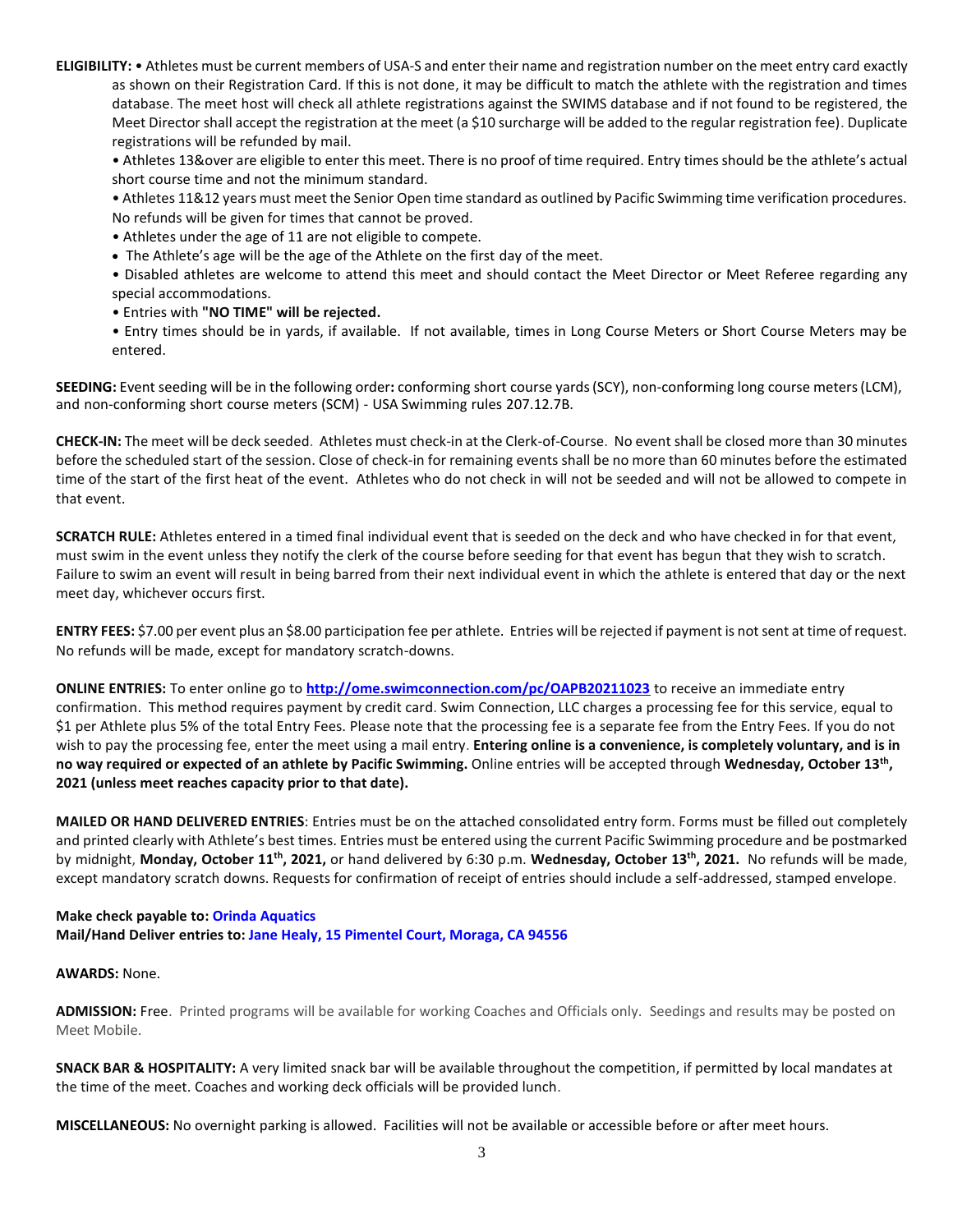**ELIGIBILITY:** • Athletes must be current members of USA-S and enter their name and registration number on the meet entry card exactly as shown on their Registration Card. If this is not done, it may be difficult to match the athlete with the registration and times database. The meet host will check all athlete registrations against the SWIMS database and if not found to be registered, the Meet Director shall accept the registration at the meet (a $10 surcharge will be added to the regular registration fee). Duplicate registrations will be refunded by mail.

• Athletes 13&over are eligible to enter this meet. There is no proof of time required. Entry times should be the athlete's actual short course time and not the minimum standard.

• Athletes 11&12 years must meet the Senior Open time standard as outlined by Pacific Swimming time verification procedures. No refunds will be given for times that cannot be proved.

• Athletes under the age of 11 are not eligible to compete.

• The Athlete's age will be the age of the Athlete on the first day of the meet.

• Disabled athletes are welcome to attend this meet and should contact the Meet Director or Meet Referee regarding any special accommodations.

• Entries with **"NO TIME" will be rejected.**

• Entry times should be in yards, if available. If not available, times in Long Course Meters or Short Course Meters may be entered.

**SEEDING:** Event seeding will be in the following order**:** conforming short course yards (SCY), non-conforming long course meters (LCM), and non-conforming short course meters (SCM) - USA Swimming rules 207.12.7B.

**CHECK-IN:** The meet will be deck seeded. Athletes must check-in at the Clerk-of-Course. No event shall be closed more than 30 minutes before the scheduled start of the session. Close of check-in for remaining events shall be no more than 60 minutes before the estimated time of the start of the first heat of the event. Athletes who do not check in will not be seeded and will not be allowed to compete in that event.

**SCRATCH RULE:** Athletes entered in a timed final individual event that is seeded on the deck and who have checked in for that event, must swim in the event unless they notify the clerk of the course before seeding for that event has begun that they wish to scratch. Failure to swim an event will result in being barred from their next individual event in which the athlete is entered that day or the next meet day, whichever occurs first.

**ENTRY FEES:** $7.00 per event plus an $8.00 participation fee per athlete. Entries will be rejected if payment is not sent at time of request. No refunds will be made, except for mandatory scratch-downs.

**ONLINE ENTRIES:** To enter online go to **http://ome.swimconnection.com/pc/OAPB20211023** to receive an immediate entry confirmation. This method requires payment by credit card. Swim Connection, LLC charges a processing fee for this service, equal to $1 per Athlete plus 5% of the total Entry Fees. Please note that the processing fee is a separate fee from the Entry Fees. If you do not wish to pay the processing fee, enter the meet using a mail entry. **Entering online is a convenience, is completely voluntary, and is in no way required or expected of an athlete by Pacific Swimming.** Online entries will be accepted through **Wednesday, October 13th, 2021 (unless meet reaches capacity prior to that date).**

**MAILED OR HAND DELIVERED ENTRIES**: Entries must be on the attached consolidated entry form. Forms must be filled out completely and printed clearly with Athlete's best times. Entries must be entered using the current Pacific Swimming procedure and be postmarked by midnight, **Monday, October 11th, 2021,** or hand delivered by 6:30 p.m. **Wednesday, October 13th, 2021.** No refunds will be made, except mandatory scratch downs. Requests for confirmation of receipt of entries should include a self-addressed, stamped envelope.

**Make check payable to: Orinda Aquatics**
**Mail/Hand Deliver entries to: Jane Healy, 15 Pimentel Court, Moraga, CA 94556**

**AWARDS:** None.

**ADMISSION:** Free. Printed programs will be available for working Coaches and Officials only. Seedings and results may be posted on Meet Mobile.

**SNACK BAR & HOSPITALITY:** A very limited snack bar will be available throughout the competition, if permitted by local mandates at the time of the meet. Coaches and working deck officials will be provided lunch.

**MISCELLANEOUS:** No overnight parking is allowed. Facilities will not be available or accessible before or after meet hours.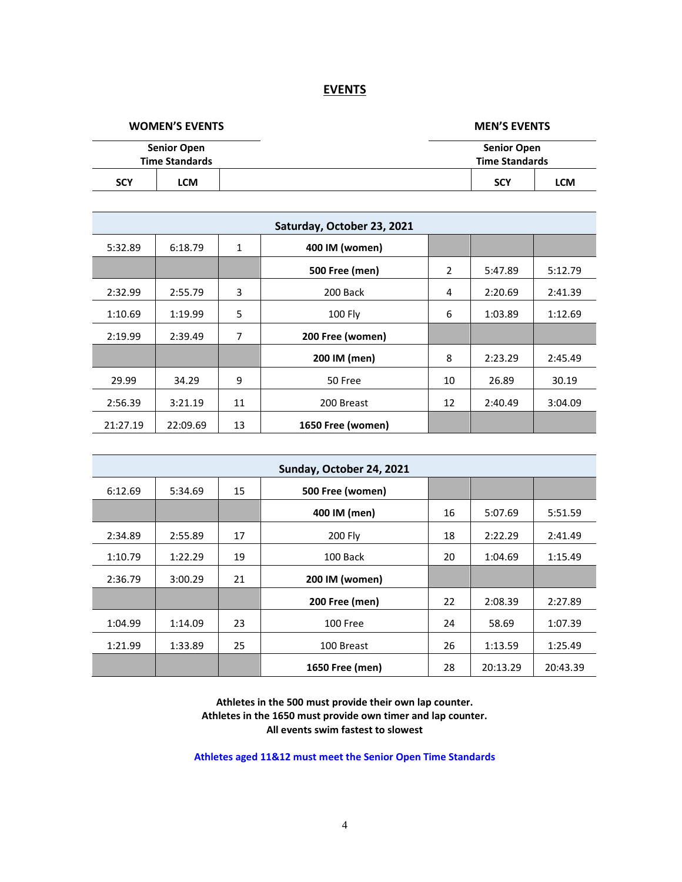## EVENTS

| WOMEN'S EVENTS | | | | MEN'S EVENTS | | |
|---|---|---|---|---|---|---|
| Senior Open Time Standards | | | | | Senior Open Time Standards | |
| SCY | LCM | | | | SCY | LCM |
| **Saturday, October 23, 2021** | | | | | | |
| 5:32.89 | 6:18.79 | 1 | **400 IM (women)** | | | |
| | | | **500 Free (men)** | 2 | 5:47.89 | 5:12.79 |
| 2:32.99 | 2:55.79 | 3 | 200 Back | 4 | 2:20.69 | 2:41.39 |
| 1:10.69 | 1:19.99 | 5 | 100 Fly | 6 | 1:03.89 | 1:12.69 |
| 2:19.99 | 2:39.49 | 7 | **200 Free (women)** | | | |
| | | | **200 IM (men)** | 8 | 2:23.29 | 2:45.49 |
| 29.99 | 34.29 | 9 | 50 Free | 10 | 26.89 | 30.19 |
| 2:56.39 | 3:21.19 | 11 | 200 Breast | 12 | 2:40.49 | 3:04.09 |
| 21:27.19 | 22:09.69 | 13 | **1650 Free (women)** | | | |
| **Sunday, October 24, 2021** | | | | | | |
| 6:12.69 | 5:34.69 | 15 | **500 Free (women)** | | | |
| | | | **400 IM (men)** | 16 | 5:07.69 | 5:51.59 |
| 2:34.89 | 2:55.89 | 17 | 200 Fly | 18 | 2:22.29 | 2:41.49 |
| 1:10.79 | 1:22.29 | 19 | 100 Back | 20 | 1:04.69 | 1:15.49 |
| 2:36.79 | 3:00.29 | 21 | **200 IM (women)** | | | |
| | | | **200 Free (men)** | 22 | 2:08.39 | 2:27.89 |
| 1:04.99 | 1:14.09 | 23 | 100 Free | 24 | 58.69 | 1:07.39 |
| 1:21.99 | 1:33.89 | 25 | 100 Breast | 26 | 1:13.59 | 1:25.49 |
| | | | **1650 Free (men)** | 28 | 20:13.29 | 20:43.39 |

**Athletes in the 500 must provide their own lap counter.**
**Athletes in the 1650 must provide own timer and lap counter.**
**All events swim fastest to slowest**

**Athletes aged 11&12 must meet the Senior Open Time Standards**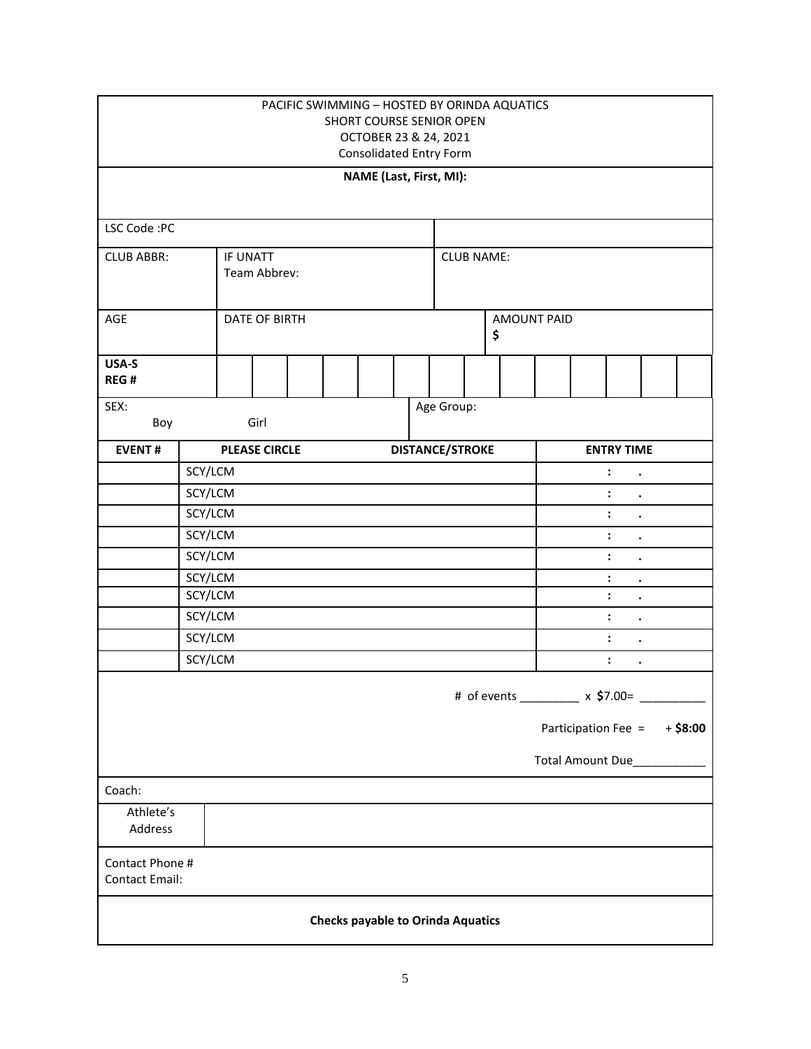PACIFIC SWIMMING – HOSTED BY ORINDA AQUATICS
SHORT COURSE SENIOR OPEN
OCTOBER 23 & 24, 2021
Consolidated Entry Form

**NAME (Last, First, MI):**

| | | | |
|---|---|---|---|
| LSC Code :PC | | | |
| CLUB ABBR: | IF UNATT Team Abbrev: | CLUB NAME: | |
| AGE | DATE OF BIRTH | | AMOUNT PAID $ |
| **USA-S REG #** | | | |
| SEX: Boy Girl | | Age Group: | |

| **EVENT #** | **PLEASE CIRCLE** | **DISTANCE/STROKE** | **ENTRY TIME** |
|---|---|---|---|
| | SCY/LCM | | : . |
| | SCY/LCM | | : . |
| | SCY/LCM | | : . |
| | SCY/LCM | | : . |
| | SCY/LCM | | : . |
| | SCY/LCM | | : . |
| | SCY/LCM | | : . |
| | SCY/LCM | | : . |
| | SCY/LCM | | : . |
| | SCY/LCM | | : . |

# of events _________ x **$**7.00= __________

Participation Fee = + **$8:00**

Total Amount Due___________

Coach:

Athlete's Address

Contact Phone #
Contact Email:

**Checks payable to Orinda Aquatics**